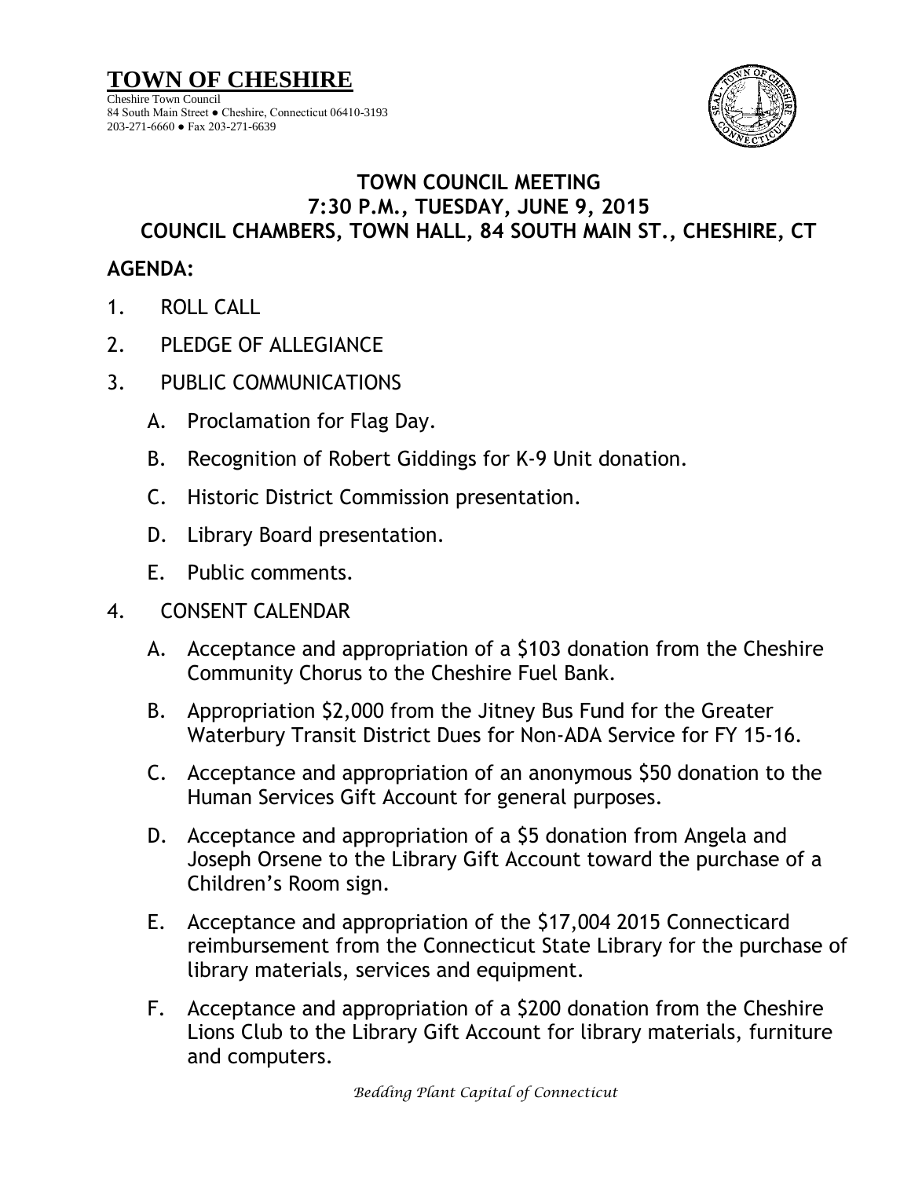# TOWN OF CHESHIRE

Cheshire Town Council
84 South Main Street ● Cheshire, Connecticut 06410-3193
203-271-6660 ● Fax 203-271-6639

## TOWN COUNCIL MEETING
## 7:30 P.M., TUESDAY, JUNE 9, 2015
## COUNCIL CHAMBERS, TOWN HALL, 84 SOUTH MAIN ST., CHESHIRE, CT

**AGENDA:**

1. ROLL CALL
2. PLEDGE OF ALLEGIANCE
3. PUBLIC COMMUNICATIONS
   - A. Proclamation for Flag Day.
   - B. Recognition of Robert Giddings for K-9 Unit donation.
   - C. Historic District Commission presentation.
   - D. Library Board presentation.
   - E. Public comments.
4. CONSENT CALENDAR
   - A. Acceptance and appropriation of a $103 donation from the Cheshire Community Chorus to the Cheshire Fuel Bank.
   - B. Appropriation $2,000 from the Jitney Bus Fund for the Greater Waterbury Transit District Dues for Non-ADA Service for FY 15-16.
   - C. Acceptance and appropriation of an anonymous $50 donation to the Human Services Gift Account for general purposes.
   - D. Acceptance and appropriation of a $5 donation from Angela and Joseph Orsene to the Library Gift Account toward the purchase of a Children's Room sign.
   - E. Acceptance and appropriation of the $17,004 2015 Connecticard reimbursement from the Connecticut State Library for the purchase of library materials, services and equipment.
   - F. Acceptance and appropriation of a $200 donation from the Cheshire Lions Club to the Library Gift Account for library materials, furniture and computers.

*Bedding Plant Capital of Connecticut*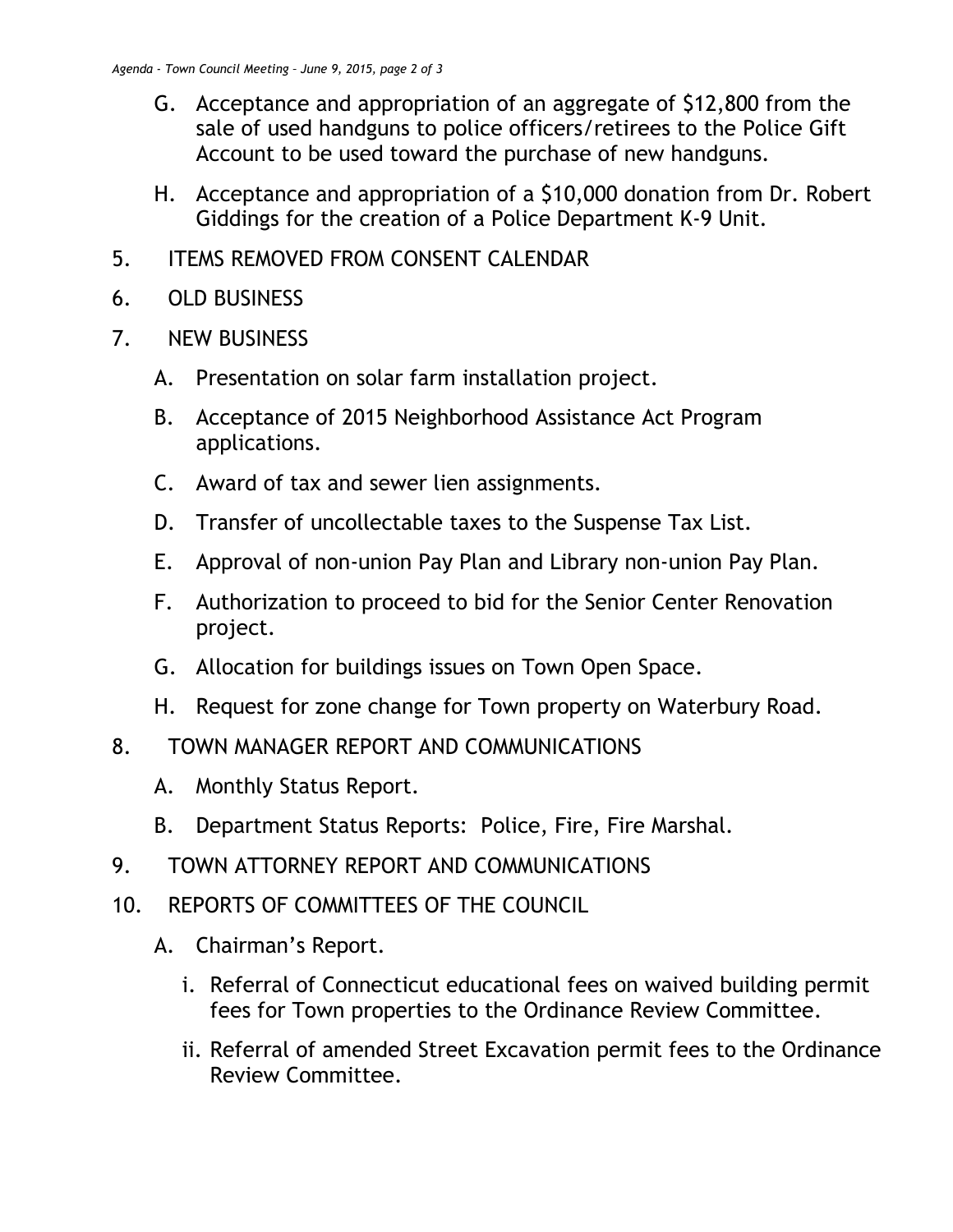G. Acceptance and appropriation of an aggregate of $12,800 from the sale of used handguns to police officers/retirees to the Police Gift Account to be used toward the purchase of new handguns.

H. Acceptance and appropriation of a $10,000 donation from Dr. Robert Giddings for the creation of a Police Department K-9 Unit.

5. ITEMS REMOVED FROM CONSENT CALENDAR

6. OLD BUSINESS

7. NEW BUSINESS

   A. Presentation on solar farm installation project.

   B. Acceptance of 2015 Neighborhood Assistance Act Program applications.

   C. Award of tax and sewer lien assignments.

   D. Transfer of uncollectable taxes to the Suspense Tax List.

   E. Approval of non-union Pay Plan and Library non-union Pay Plan.

   F. Authorization to proceed to bid for the Senior Center Renovation project.

   G. Allocation for buildings issues on Town Open Space.

   H. Request for zone change for Town property on Waterbury Road.

8. TOWN MANAGER REPORT AND COMMUNICATIONS

   A. Monthly Status Report.

   B. Department Status Reports: Police, Fire, Fire Marshal.

9. TOWN ATTORNEY REPORT AND COMMUNICATIONS

10. REPORTS OF COMMITTEES OF THE COUNCIL

   A. Chairman's Report.

      i. Referral of Connecticut educational fees on waived building permit fees for Town properties to the Ordinance Review Committee.

      ii. Referral of amended Street Excavation permit fees to the Ordinance Review Committee.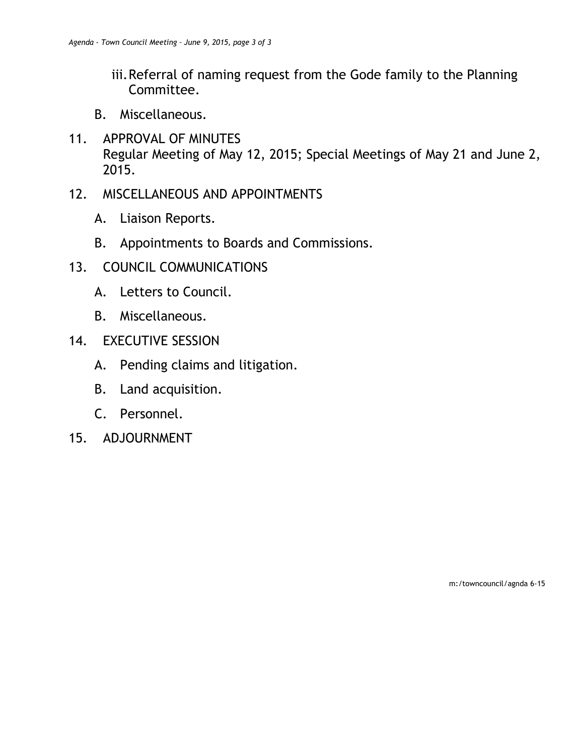iii. Referral of naming request from the Gode family to the Planning Committee.

B. Miscellaneous.

11. APPROVAL OF MINUTES
Regular Meeting of May 12, 2015; Special Meetings of May 21 and June 2, 2015.

12. MISCELLANEOUS AND APPOINTMENTS

A. Liaison Reports.

B. Appointments to Boards and Commissions.

13. COUNCIL COMMUNICATIONS

A. Letters to Council.

B. Miscellaneous.

14. EXECUTIVE SESSION

A. Pending claims and litigation.

B. Land acquisition.

C. Personnel.

15. ADJOURNMENT

m:/towncouncil/agnda 6-15